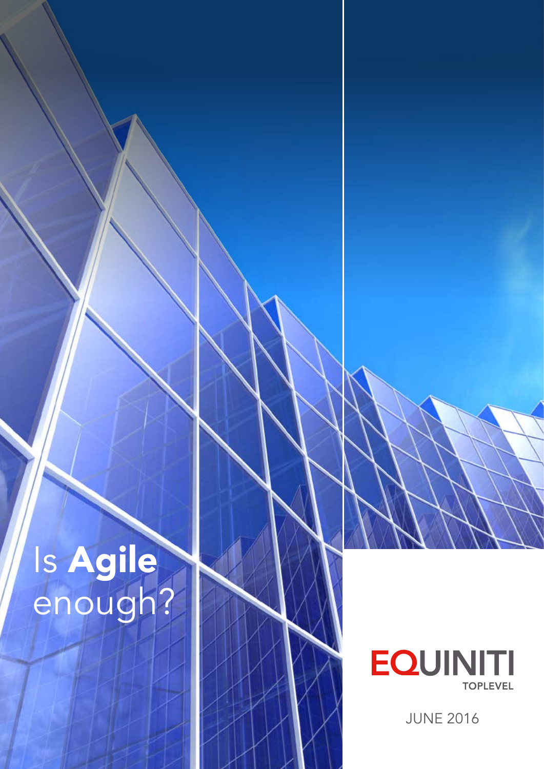# Is **Agile** enough?

EQUINITI

TOPLEVEL

JUNE 2016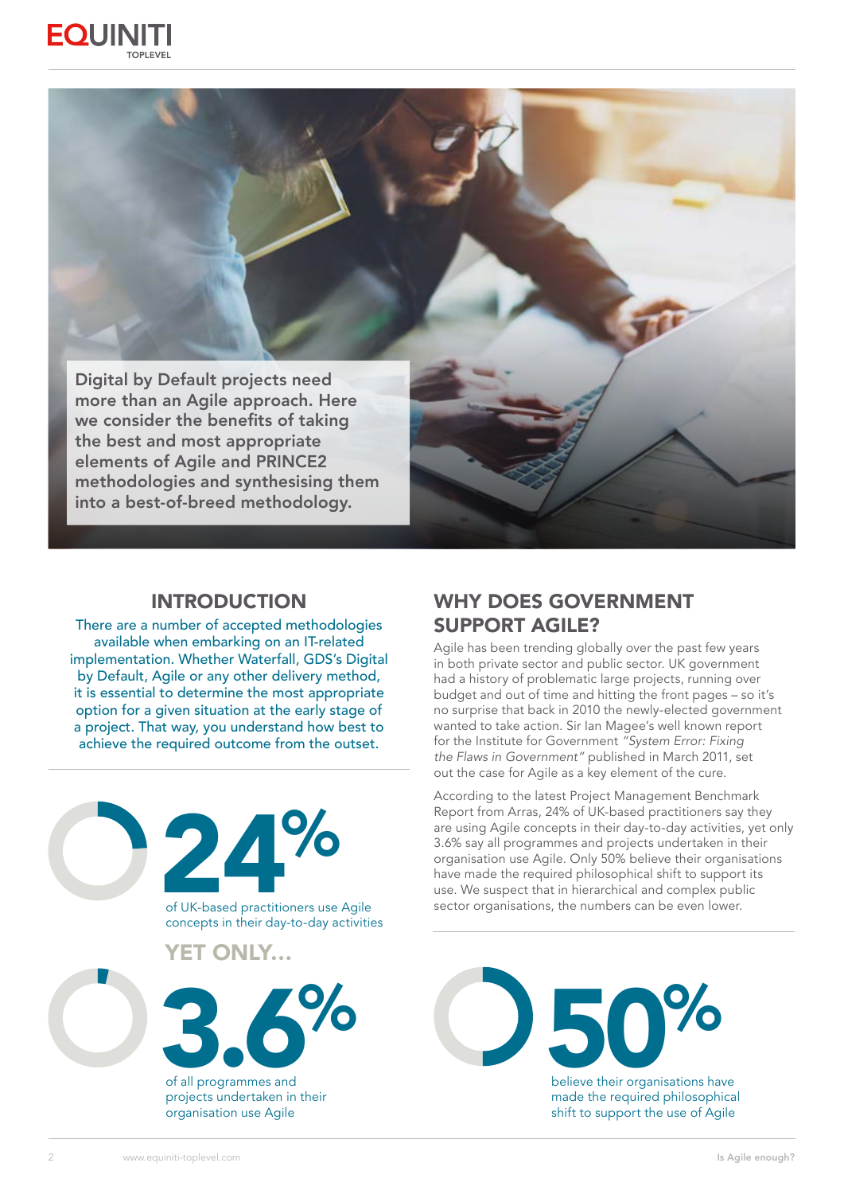Digital by Default projects need more than an Agile approach. Here we consider the benefits of taking the best and most appropriate elements of Agile and PRINCE2 methodologies and synthesising them into a best-of-breed methodology.

## INTRODUCTION

There are a number of accepted methodologies available when embarking on an IT-related implementation. Whether Waterfall, GDS's Digital by Default, Agile or any other delivery method, it is essential to determine the most appropriate option for a given situation at the early stage of a project. That way, you understand how best to achieve the required outcome from the outset.

**24%**

of UK-based practitioners use Agile concepts in their day-to-day activities

**YET ONLY...**

**3.6%**

of all programmes and projects undertaken in their organisation use Agile

## WHY DOES GOVERNMENT SUPPORT AGILE?

Agile has been trending globally over the past few years in both private sector and public sector. UK government had a history of problematic large projects, running over budget and out of time and hitting the front pages – so it's no surprise that back in 2010 the newly-elected government wanted to take action. Sir Ian Magee's well known report for the Institute for Government *"System Error: Fixing the Flaws in Government"* published in March 2011, set out the case for Agile as a key element of the cure.

According to the latest Project Management Benchmark Report from Arras, 24% of UK-based practitioners say they are using Agile concepts in their day-to-day activities, yet only 3.6% say all programmes and projects undertaken in their organisation use Agile. Only 50% believe their organisations have made the required philosophical shift to support its use. We suspect that in hierarchical and complex public sector organisations, the numbers can be even lower.

**50%**

believe their organisations have made the required philosophical shift to support the use of Agile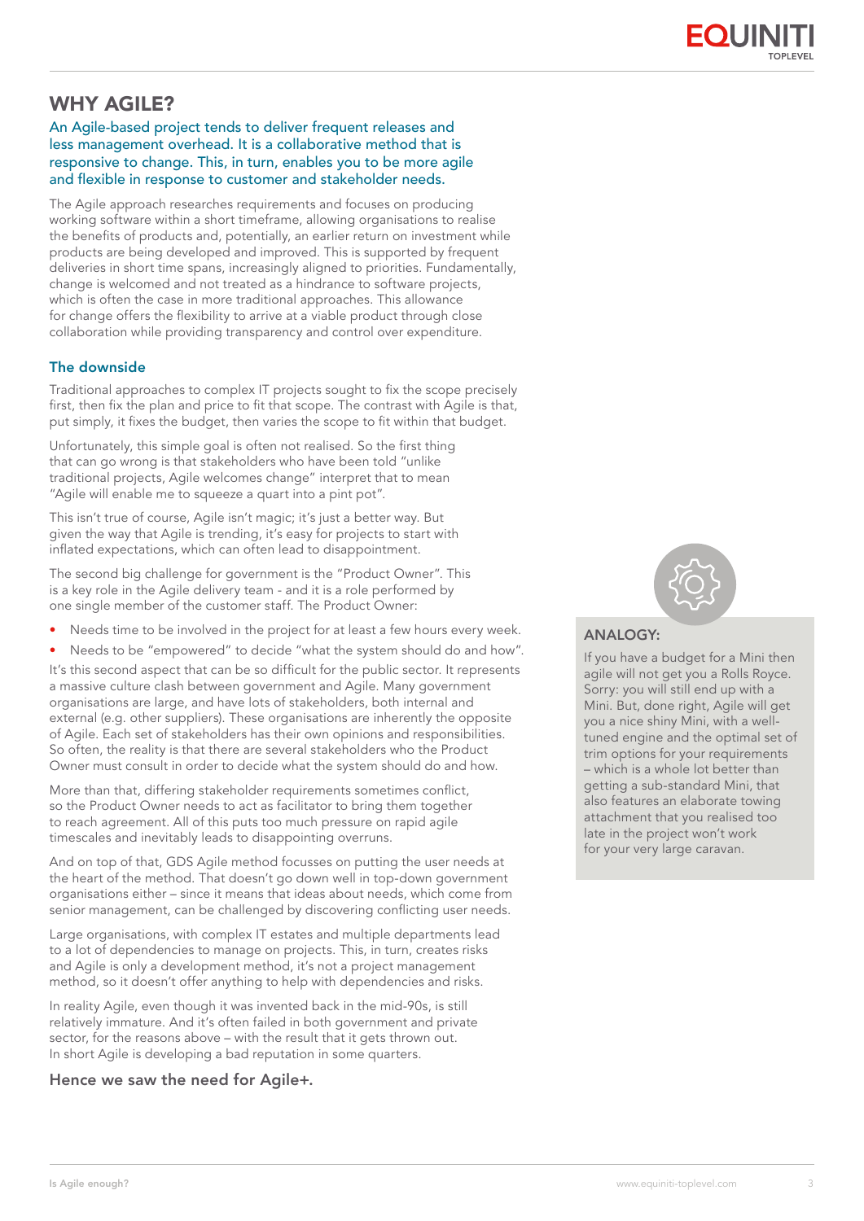# WHY AGILE?

An Agile-based project tends to deliver frequent releases and less management overhead. It is a collaborative method that is responsive to change. This, in turn, enables you to be more agile and flexible in response to customer and stakeholder needs.

The Agile approach researches requirements and focuses on producing working software within a short timeframe, allowing organisations to realise the benefits of products and, potentially, an earlier return on investment while products are being developed and improved. This is supported by frequent deliveries in short time spans, increasingly aligned to priorities. Fundamentally, change is welcomed and not treated as a hindrance to software projects, which is often the case in more traditional approaches. This allowance for change offers the flexibility to arrive at a viable product through close collaboration while providing transparency and control over expenditure.

## The downside

Traditional approaches to complex IT projects sought to fix the scope precisely first, then fix the plan and price to fit that scope. The contrast with Agile is that, put simply, it fixes the budget, then varies the scope to fit within that budget.

Unfortunately, this simple goal is often not realised. So the first thing that can go wrong is that stakeholders who have been told "unlike traditional projects, Agile welcomes change" interpret that to mean "Agile will enable me to squeeze a quart into a pint pot".

This isn't true of course, Agile isn't magic; it's just a better way. But given the way that Agile is trending, it's easy for projects to start with inflated expectations, which can often lead to disappointment.

The second big challenge for government is the "Product Owner". This is a key role in the Agile delivery team - and it is a role performed by one single member of the customer staff. The Product Owner:

- Needs time to be involved in the project for at least a few hours every week.
- Needs to be "empowered" to decide "what the system should do and how".

It's this second aspect that can be so difficult for the public sector. It represents a massive culture clash between government and Agile. Many government organisations are large, and have lots of stakeholders, both internal and external (e.g. other suppliers). These organisations are inherently the opposite of Agile. Each set of stakeholders has their own opinions and responsibilities. So often, the reality is that there are several stakeholders who the Product Owner must consult in order to decide what the system should do and how.

More than that, differing stakeholder requirements sometimes conflict, so the Product Owner needs to act as facilitator to bring them together to reach agreement. All of this puts too much pressure on rapid agile timescales and inevitably leads to disappointing overruns.

And on top of that, GDS Agile method focusses on putting the user needs at the heart of the method. That doesn't go down well in top-down government organisations either – since it means that ideas about needs, which come from senior management, can be challenged by discovering conflicting user needs.

Large organisations, with complex IT estates and multiple departments lead to a lot of dependencies to manage on projects. This, in turn, creates risks and Agile is only a development method, it's not a project management method, so it doesn't offer anything to help with dependencies and risks.

In reality Agile, even though it was invented back in the mid-90s, is still relatively immature. And it's often failed in both government and private sector, for the reasons above – with the result that it gets thrown out. In short Agile is developing a bad reputation in some quarters.

**Hence we saw the need for Agile+.**

### ANALOGY:

If you have a budget for a Mini then agile will not get you a Rolls Royce. Sorry: you will still end up with a Mini. But, done right, Agile will get you a nice shiny Mini, with a well-tuned engine and the optimal set of trim options for your requirements – which is a whole lot better than getting a sub-standard Mini, that also features an elaborate towing attachment that you realised too late in the project won't work for your very large caravan.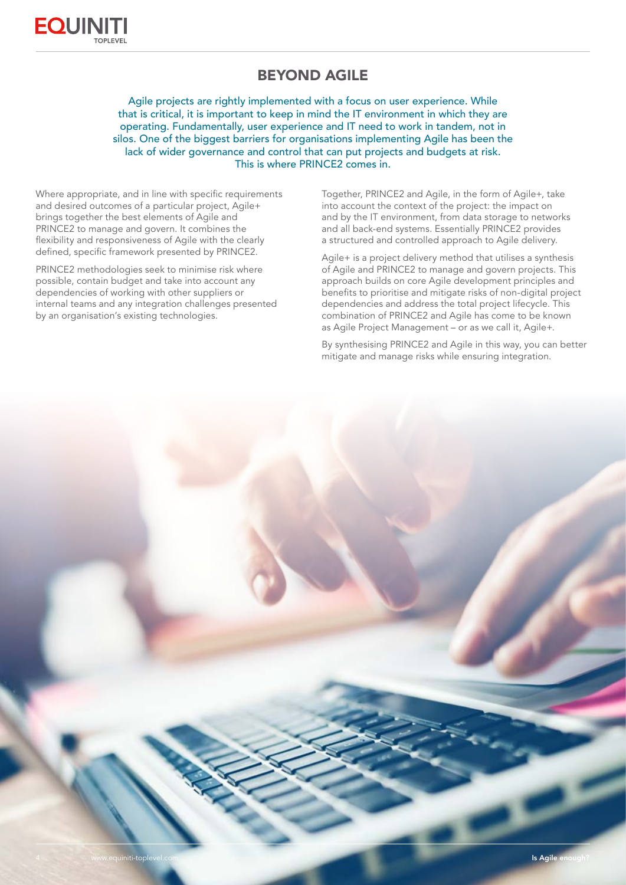# BEYOND AGILE

Agile projects are rightly implemented with a focus on user experience. While that is critical, it is important to keep in mind the IT environment in which they are operating. Fundamentally, user experience and IT need to work in tandem, not in silos. One of the biggest barriers for organisations implementing Agile has been the lack of wider governance and control that can put projects and budgets at risk. This is where PRINCE2 comes in.

Where appropriate, and in line with specific requirements and desired outcomes of a particular project, Agile+ brings together the best elements of Agile and PRINCE2 to manage and govern. It combines the flexibility and responsiveness of Agile with the clearly defined, specific framework presented by PRINCE2.

PRINCE2 methodologies seek to minimise risk where possible, contain budget and take into account any dependencies of working with other suppliers or internal teams and any integration challenges presented by an organisation's existing technologies.

Together, PRINCE2 and Agile, in the form of Agile+, take into account the context of the project: the impact on and by the IT environment, from data storage to networks and all back-end systems. Essentially PRINCE2 provides a structured and controlled approach to Agile delivery.

Agile+ is a project delivery method that utilises a synthesis of Agile and PRINCE2 to manage and govern projects. This approach builds on core Agile development principles and benefits to prioritise and mitigate risks of non-digital project dependencies and address the total project lifecycle. This combination of PRINCE2 and Agile has come to be known as Agile Project Management – or as we call it, Agile+.

By synthesising PRINCE2 and Agile in this way, you can better mitigate and manage risks while ensuring integration.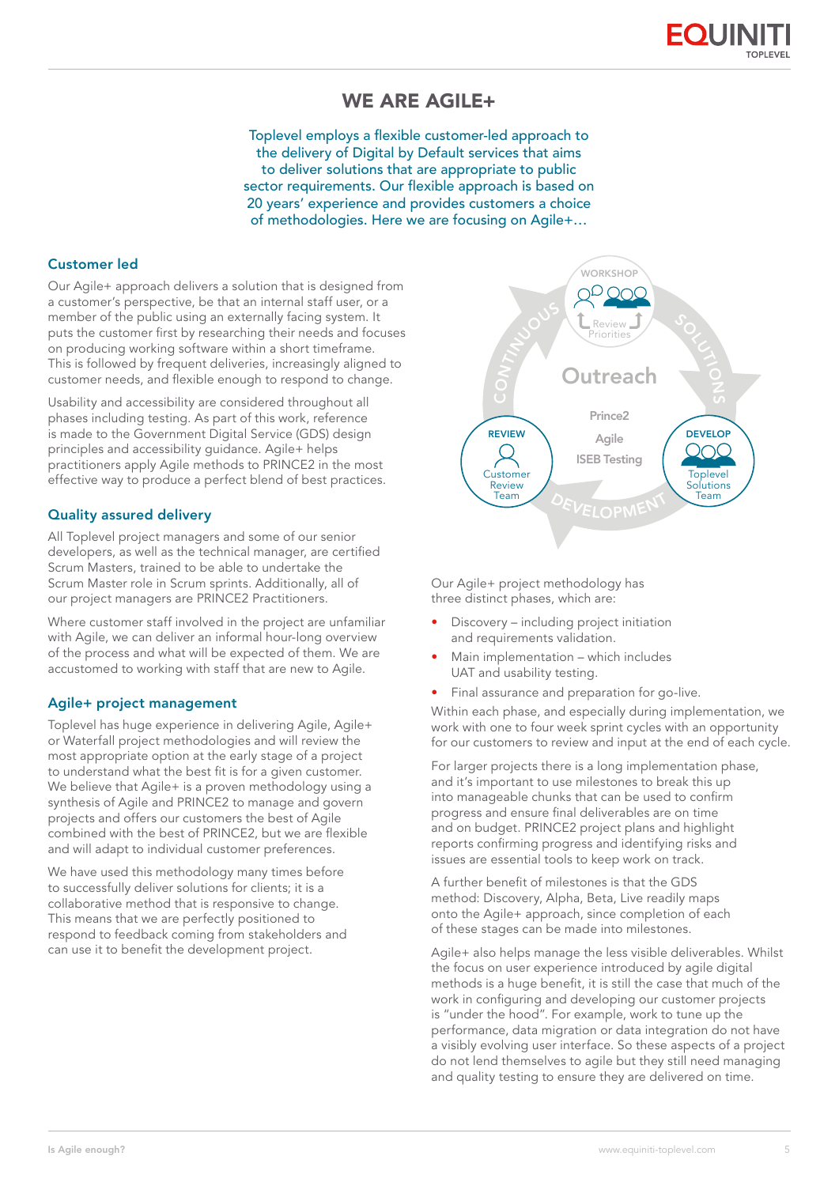# WE ARE AGILE+

Toplevel employs a flexible customer-led approach to the delivery of Digital by Default services that aims to deliver solutions that are appropriate to public sector requirements. Our flexible approach is based on 20 years' experience and provides customers a choice of methodologies. Here we are focusing on Agile+…

### Customer led

Our Agile+ approach delivers a solution that is designed from a customer's perspective, be that an internal staff user, or a member of the public using an externally facing system. It puts the customer first by researching their needs and focuses on producing working software within a short timeframe. This is followed by frequent deliveries, increasingly aligned to customer needs, and flexible enough to respond to change.

Usability and accessibility are considered throughout all phases including testing. As part of this work, reference is made to the Government Digital Service (GDS) design principles and accessibility guidance. Agile+ helps practitioners apply Agile methods to PRINCE2 in the most effective way to produce a perfect blend of best practices.

### Quality assured delivery

All Toplevel project managers and some of our senior developers, as well as the technical manager, are certified Scrum Masters, trained to be able to undertake the Scrum Master role in Scrum sprints. Additionally, all of our project managers are PRINCE2 Practitioners.

Where customer staff involved in the project are unfamiliar with Agile, we can deliver an informal hour-long overview of the process and what will be expected of them. We are accustomed to working with staff that are new to Agile.

### Agile+ project management

Toplevel has huge experience in delivering Agile, Agile+ or Waterfall project methodologies and will review the most appropriate option at the early stage of a project to understand what the best fit is for a given customer. We believe that Agile+ is a proven methodology using a synthesis of Agile and PRINCE2 to manage and govern projects and offers our customers the best of Agile combined with the best of PRINCE2, but we are flexible and will adapt to individual customer preferences.

We have used this methodology many times before to successfully deliver solutions for clients; it is a collaborative method that is responsive to change. This means that we are perfectly positioned to respond to feedback coming from stakeholders and can use it to benefit the development project.

WORKSHOP — Review Priorities
CONTINUOUS — SOLUTIONS — DEVELOPMENT
Outreach: Prince2, Agile, ISEB Testing
REVIEW — Customer Review Team
DEVELOP — Toplevel Solutions Team

Our Agile+ project methodology has three distinct phases, which are:

- Discovery – including project initiation and requirements validation.
- Main implementation – which includes UAT and usability testing.
- Final assurance and preparation for go-live.

Within each phase, and especially during implementation, we work with one to four week sprint cycles with an opportunity for our customers to review and input at the end of each cycle.

For larger projects there is a long implementation phase, and it's important to use milestones to break this up into manageable chunks that can be used to confirm progress and ensure final deliverables are on time and on budget. PRINCE2 project plans and highlight reports confirming progress and identifying risks and issues are essential tools to keep work on track.

A further benefit of milestones is that the GDS method: Discovery, Alpha, Beta, Live readily maps onto the Agile+ approach, since completion of each of these stages can be made into milestones.

Agile+ also helps manage the less visible deliverables. Whilst the focus on user experience introduced by agile digital methods is a huge benefit, it is still the case that much of the work in configuring and developing our customer projects is "under the hood". For example, work to tune up the performance, data migration or data integration do not have a visibly evolving user interface. So these aspects of a project do not lend themselves to agile but they still need managing and quality testing to ensure they are delivered on time.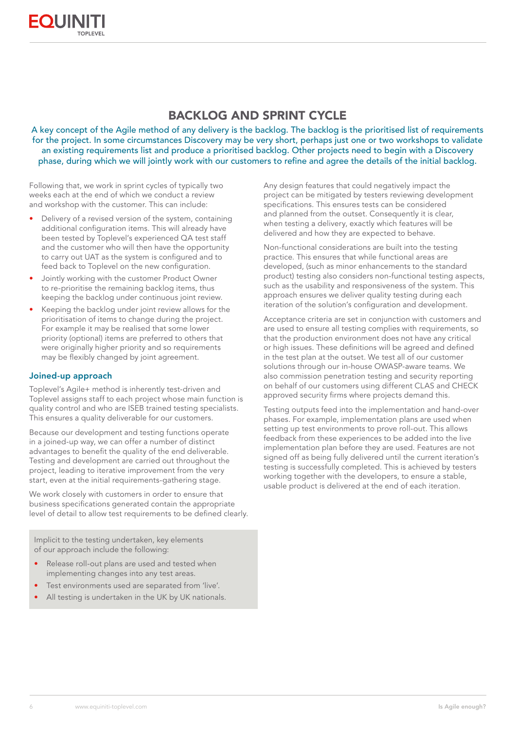# BACKLOG AND SPRINT CYCLE

A key concept of the Agile method of any delivery is the backlog. The backlog is the prioritised list of requirements for the project. In some circumstances Discovery may be very short, perhaps just one or two workshops to validate an existing requirements list and produce a prioritised backlog. Other projects need to begin with a Discovery phase, during which we will jointly work with our customers to refine and agree the details of the initial backlog.

Following that, we work in sprint cycles of typically two weeks each at the end of which we conduct a review and workshop with the customer. This can include:

- Delivery of a revised version of the system, containing additional configuration items. This will already have been tested by Toplevel's experienced QA test staff and the customer who will then have the opportunity to carry out UAT as the system is configured and to feed back to Toplevel on the new configuration.
- Jointly working with the customer Product Owner to re-prioritise the remaining backlog items, thus keeping the backlog under continuous joint review.
- Keeping the backlog under joint review allows for the prioritisation of items to change during the project. For example it may be realised that some lower priority (optional) items are preferred to others that were originally higher priority and so requirements may be flexibly changed by joint agreement.

### Joined-up approach

Toplevel's Agile+ method is inherently test-driven and Toplevel assigns staff to each project whose main function is quality control and who are ISEB trained testing specialists. This ensures a quality deliverable for our customers.

Because our development and testing functions operate in a joined-up way, we can offer a number of distinct advantages to benefit the quality of the end deliverable. Testing and development are carried out throughout the project, leading to iterative improvement from the very start, even at the initial requirements-gathering stage.

We work closely with customers in order to ensure that business specifications generated contain the appropriate level of detail to allow test requirements to be defined clearly.

Implicit to the testing undertaken, key elements of our approach include the following:

- Release roll-out plans are used and tested when implementing changes into any test areas.
- Test environments used are separated from 'live'.
- All testing is undertaken in the UK by UK nationals.

Any design features that could negatively impact the project can be mitigated by testers reviewing development specifications. This ensures tests can be considered and planned from the outset. Consequently it is clear, when testing a delivery, exactly which features will be delivered and how they are expected to behave.

Non-functional considerations are built into the testing practice. This ensures that while functional areas are developed, (such as minor enhancements to the standard product) testing also considers non-functional testing aspects, such as the usability and responsiveness of the system. This approach ensures we deliver quality testing during each iteration of the solution's configuration and development.

Acceptance criteria are set in conjunction with customers and are used to ensure all testing complies with requirements, so that the production environment does not have any critical or high issues. These definitions will be agreed and defined in the test plan at the outset. We test all of our customer solutions through our in-house OWASP-aware teams. We also commission penetration testing and security reporting on behalf of our customers using different CLAS and CHECK approved security firms where projects demand this.

Testing outputs feed into the implementation and hand-over phases. For example, implementation plans are used when setting up test environments to prove roll-out. This allows feedback from these experiences to be added into the live implementation plan before they are used. Features are not signed off as being fully delivered until the current iteration's testing is successfully completed. This is achieved by testers working together with the developers, to ensure a stable, usable product is delivered at the end of each iteration.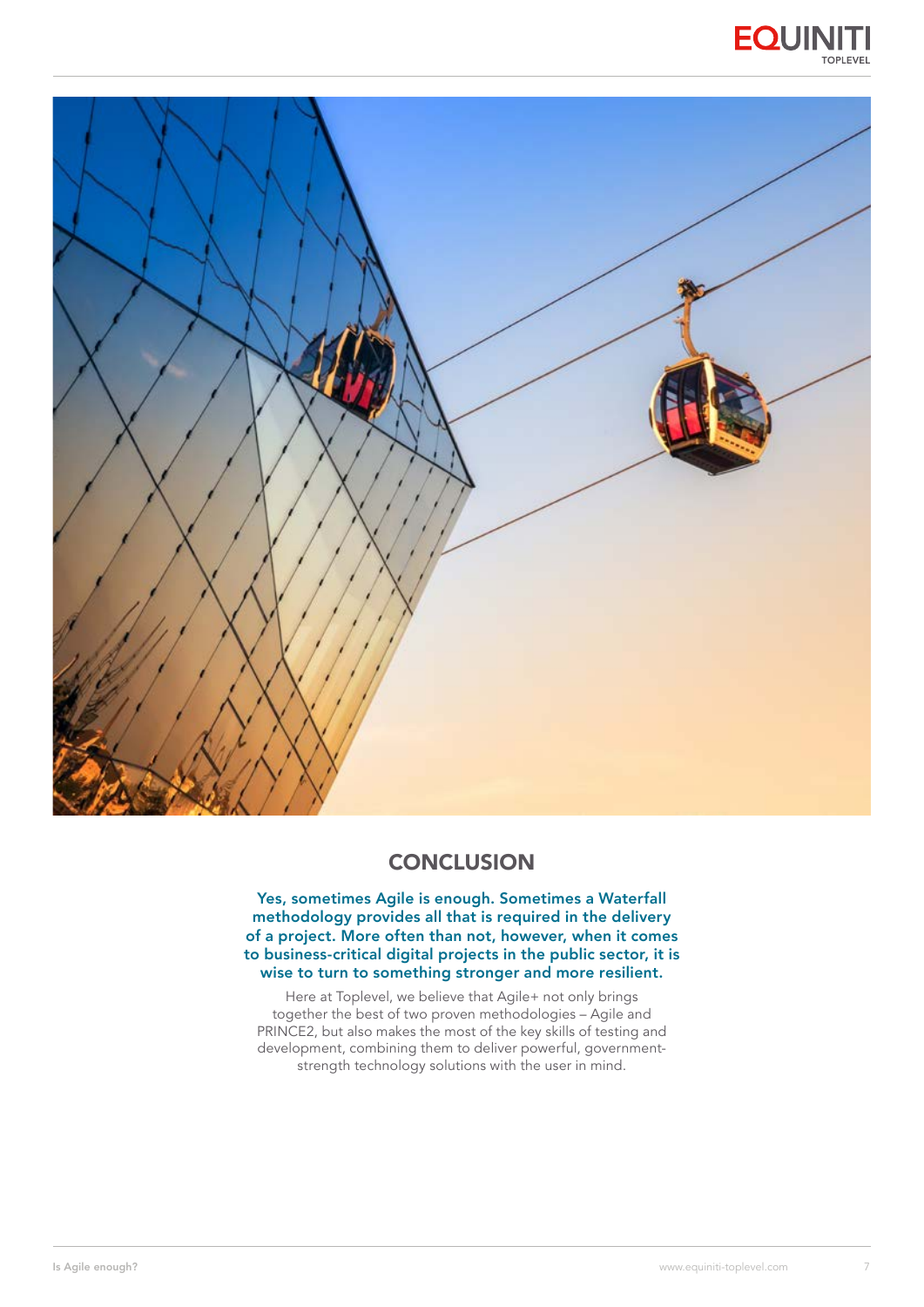## CONCLUSION

**Yes, sometimes Agile is enough. Sometimes a Waterfall methodology provides all that is required in the delivery of a project. More often than not, however, when it comes to business-critical digital projects in the public sector, it is wise to turn to something stronger and more resilient.**

Here at Toplevel, we believe that Agile+ not only brings together the best of two proven methodologies – Agile and PRINCE2, but also makes the most of the key skills of testing and development, combining them to deliver powerful, government-strength technology solutions with the user in mind.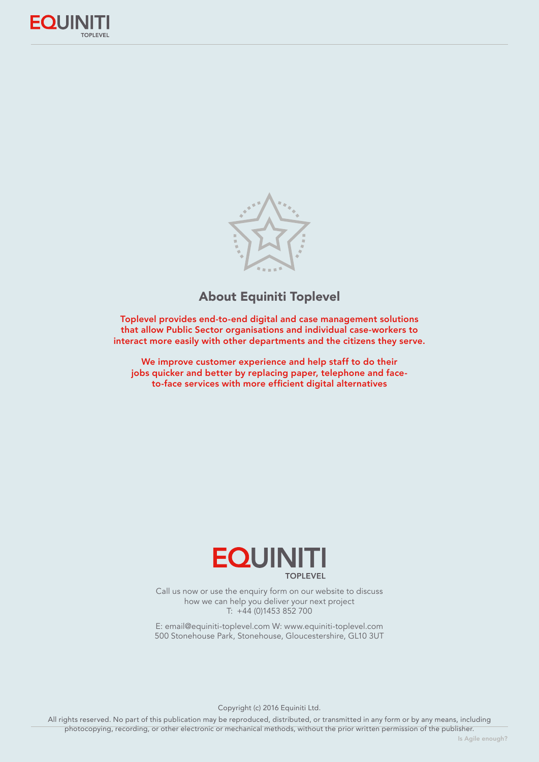## About Equiniti Toplevel

**Toplevel provides end-to-end digital and case management solutions that allow Public Sector organisations and individual case-workers to interact more easily with other departments and the citizens they serve.**

**We improve customer experience and help staff to do their jobs quicker and better by replacing paper, telephone and face-to-face services with more efficient digital alternatives**

EQUINITI TOPLEVEL

Call us now or use the enquiry form on our website to discuss how we can help you deliver your next project
T: +44 (0)1453 852 700

E: email@equiniti-toplevel.com W: www.equiniti-toplevel.com
500 Stonehouse Park, Stonehouse, Gloucestershire, GL10 3UT

Copyright (c) 2016 Equiniti Ltd.

All rights reserved. No part of this publication may be reproduced, distributed, or transmitted in any form or by any means, including photocopying, recording, or other electronic or mechanical methods, without the prior written permission of the publisher.